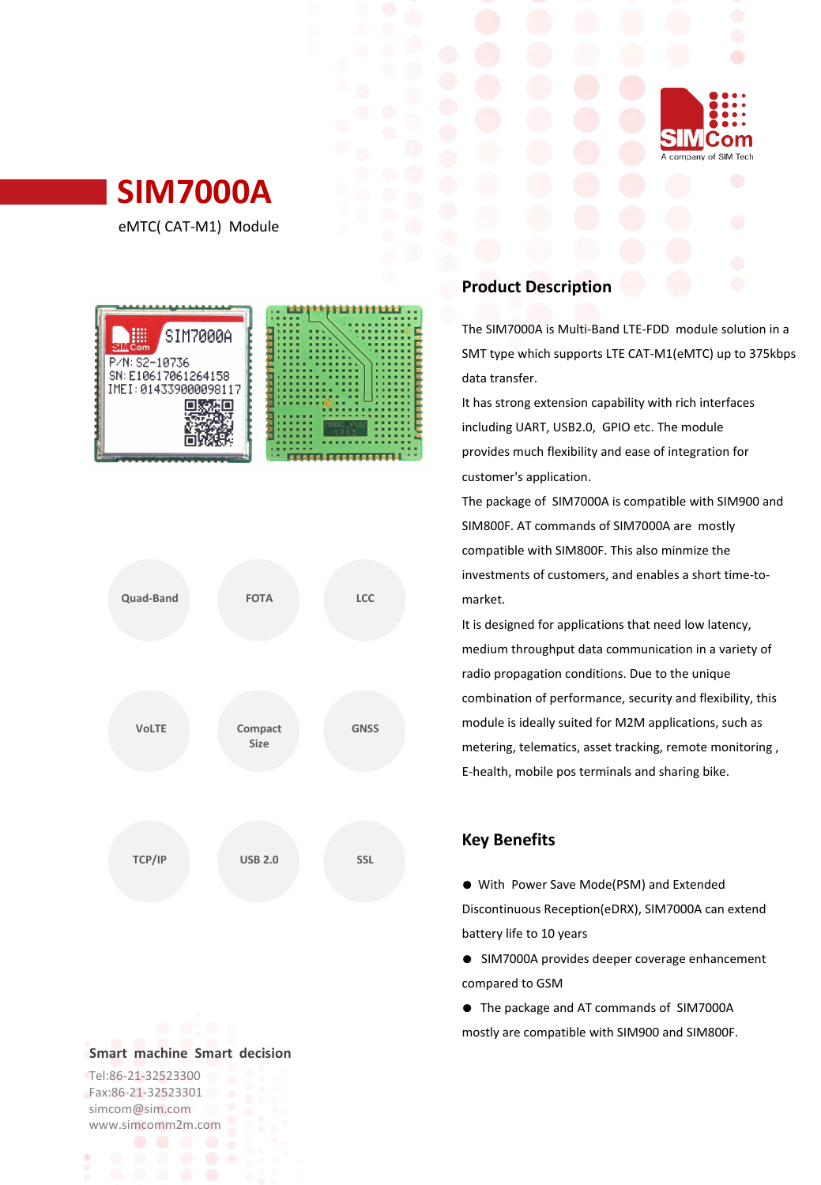# SIM7000A

eMTC( CAT-M1) Module

Quad-Band

FOTA

LCC

VoLTE

Compact Size

GNSS

TCP/IP

USB 2.0

SSL

## Product Description

The SIM7000A is Multi-Band LTE-FDD module solution in a SMT type which supports LTE CAT-M1(eMTC) up to 375kbps data transfer.

It has strong extension capability with rich interfaces including UART, USB2.0, GPIO etc. The module provides much flexibility and ease of integration for customer's application.

The package of SIM7000A is compatible with SIM900 and SIM800F. AT commands of SIM7000A are mostly compatible with SIM800F. This also minmize the investments of customers, and enables a short time-to-market.

It is designed for applications that need low latency, medium throughput data communication in a variety of radio propagation conditions. Due to the unique combination of performance, security and flexibility, this module is ideally suited for M2M applications, such as metering, telematics, asset tracking, remote monitoring , E-health, mobile pos terminals and sharing bike.

## Key Benefits

- With Power Save Mode(PSM) and Extended Discontinuous Reception(eDRX), SIM7000A can extend battery life to 10 years
- SIM7000A provides deeper coverage enhancement compared to GSM
- The package and AT commands of SIM7000A mostly are compatible with SIM900 and SIM800F.

**Smart machine Smart decision**

Tel:86-21-32523300
Fax:86-21-32523301
simcom@sim.com
www.simcomm2m.com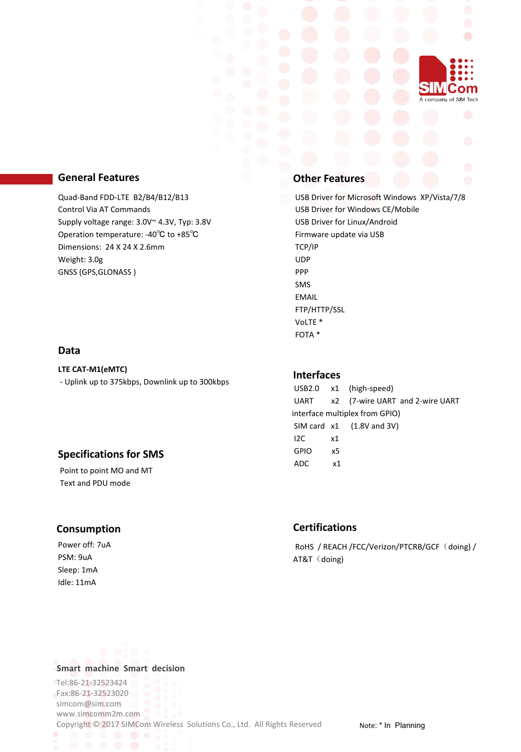## General Features

Quad-Band FDD-LTE B2/B4/B12/B13
Control Via AT Commands
Supply voltage range: 3.0V~ 4.3V, Typ: 3.8V
Operation temperature: -40℃ to +85℃
Dimensions: 24 X 24 X 2.6mm
Weight: 3.0g
GNSS (GPS,GLONASS )

## Data

**LTE CAT-M1(eMTC)**

- Uplink up to 375kbps, Downlink up to 300kbps

## Specifications for SMS

Point to point MO and MT
Text and PDU mode

## Consumption

Power off: 7uA
PSM: 9uA
Sleep: 1mA
Idle: 11mA

## Other Features

USB Driver for Microsoft Windows XP/Vista/7/8
USB Driver for Windows CE/Mobile
USB Driver for Linux/Android
Firmware update via USB
TCP/IP
UDP
PPP
SMS
EMAIL
FTP/HTTP/SSL
VoLTE *
FOTA *

## Interfaces

| | | |
|---|---|---|
| USB2.0 | x1 | (high-speed) |
| UART | x2 | (7-wire UART and 2-wire UART interface multiplex from GPIO) |
| SIM card | x1 | (1.8V and 3V) |
| I2C | x1 | |
| GPIO | x5 | |
| ADC | x1 | |

## Certifications

RoHS / REACH /FCC/Verizon/PTCRB/GCF（doing) / AT&T（doing)

**Smart machine Smart decision**

Tel:86-21-32523424
Fax:86-21-32523020
simcom@sim.com
www.simcomm2m.com
Copyright © 2017 SIMCom Wireless Solutions Co., Ltd. All Rights Reserved

Note: * In Planning